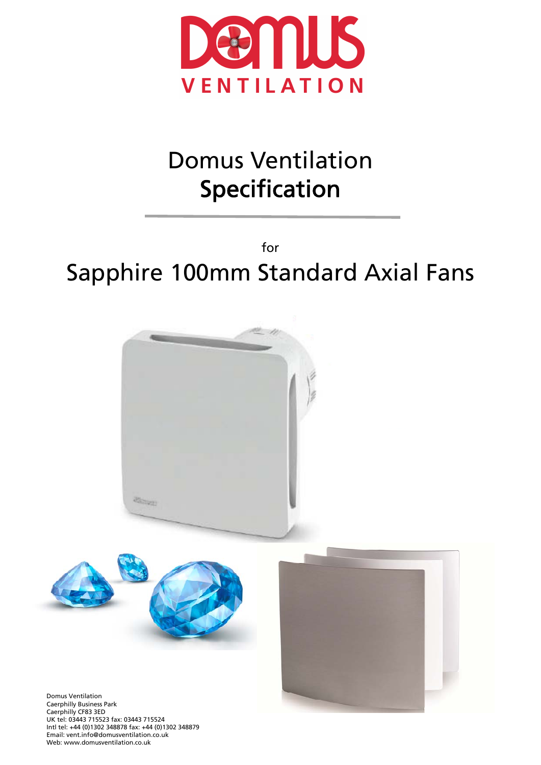DOMUS VENTILATION

# Domus Ventilation Specification

for

## Sapphire 100mm Standard Axial Fans

Domus Ventilation
Caerphilly Business Park
Caerphilly CF83 3ED
UK tel: 03443 715523 fax: 03443 715524
Intl tel: +44 (0)1302 348878 fax: +44 (0)1302 348879
Email: vent.info@domusventilation.co.uk
Web: www.domusventilation.co.uk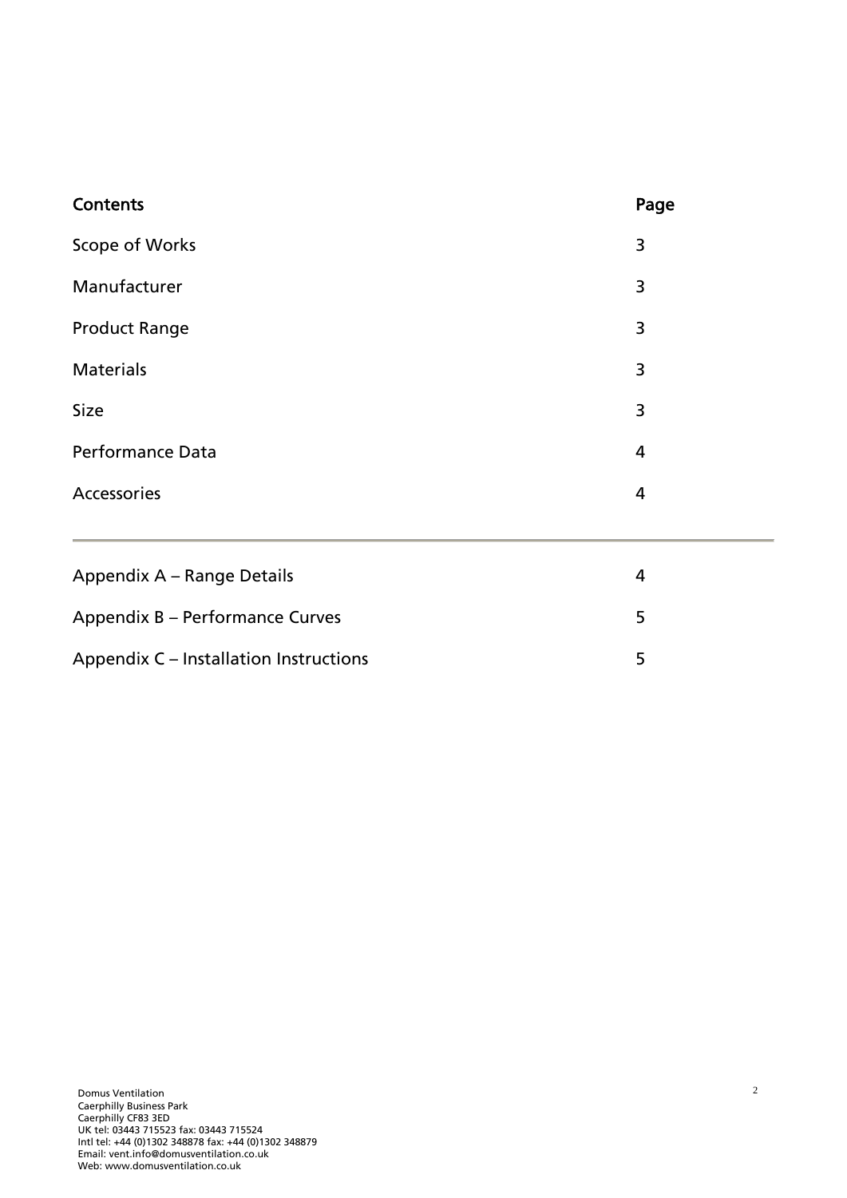| Contents | Page |
| --- | --- |
| Scope of Works | 3 |
| Manufacturer | 3 |
| Product Range | 3 |
| Materials | 3 |
| Size | 3 |
| Performance Data | 4 |
| Accessories | 4 |

---

| | |
| --- | --- |
| Appendix A – Range Details | 4 |
| Appendix B – Performance Curves | 5 |
| Appendix C – Installation Instructions | 5 |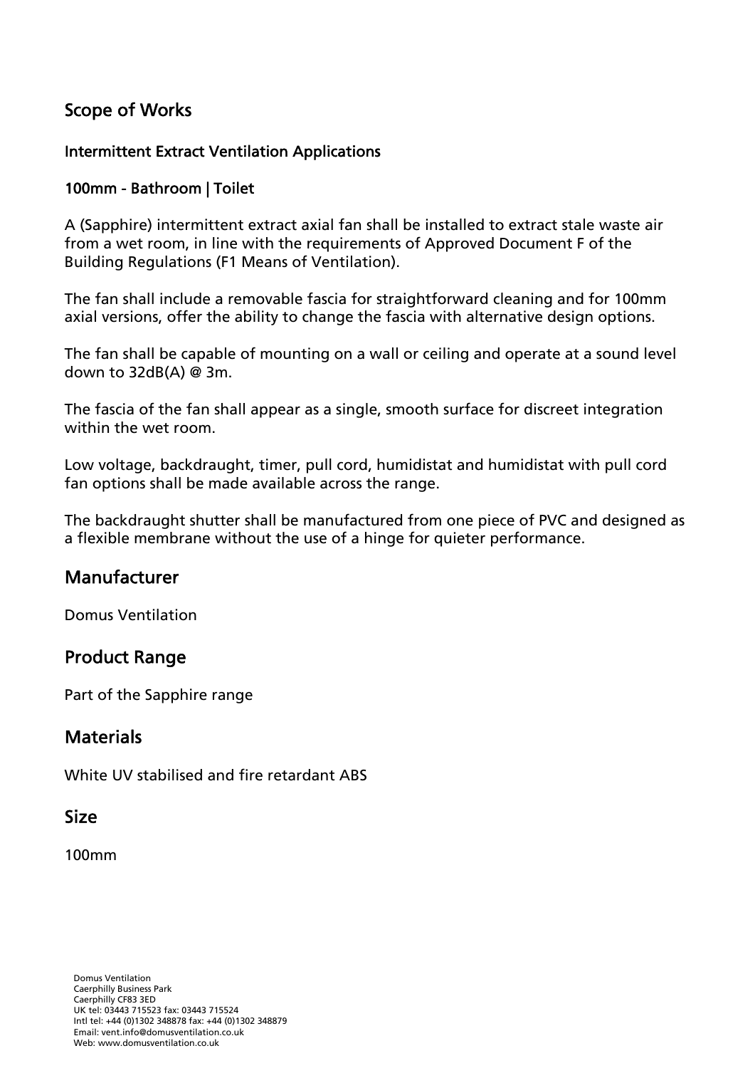## Scope of Works

### Intermittent Extract Ventilation Applications

### 100mm - Bathroom | Toilet

A (Sapphire) intermittent extract axial fan shall be installed to extract stale waste air from a wet room, in line with the requirements of Approved Document F of the Building Regulations (F1 Means of Ventilation).

The fan shall include a removable fascia for straightforward cleaning and for 100mm axial versions, offer the ability to change the fascia with alternative design options.

The fan shall be capable of mounting on a wall or ceiling and operate at a sound level down to 32dB(A) @ 3m.

The fascia of the fan shall appear as a single, smooth surface for discreet integration within the wet room.

Low voltage, backdraught, timer, pull cord, humidistat and humidistat with pull cord fan options shall be made available across the range.

The backdraught shutter shall be manufactured from one piece of PVC and designed as a flexible membrane without the use of a hinge for quieter performance.

## Manufacturer

Domus Ventilation

## Product Range

Part of the Sapphire range

## Materials

White UV stabilised and fire retardant ABS

## Size

100mm

Domus Ventilation
Caerphilly Business Park
Caerphilly CF83 3ED
UK tel: 03443 715523 fax: 03443 715524
Intl tel: +44 (0)1302 348878 fax: +44 (0)1302 348879
Email: vent.info@domusventilation.co.uk
Web: www.domusventilation.co.uk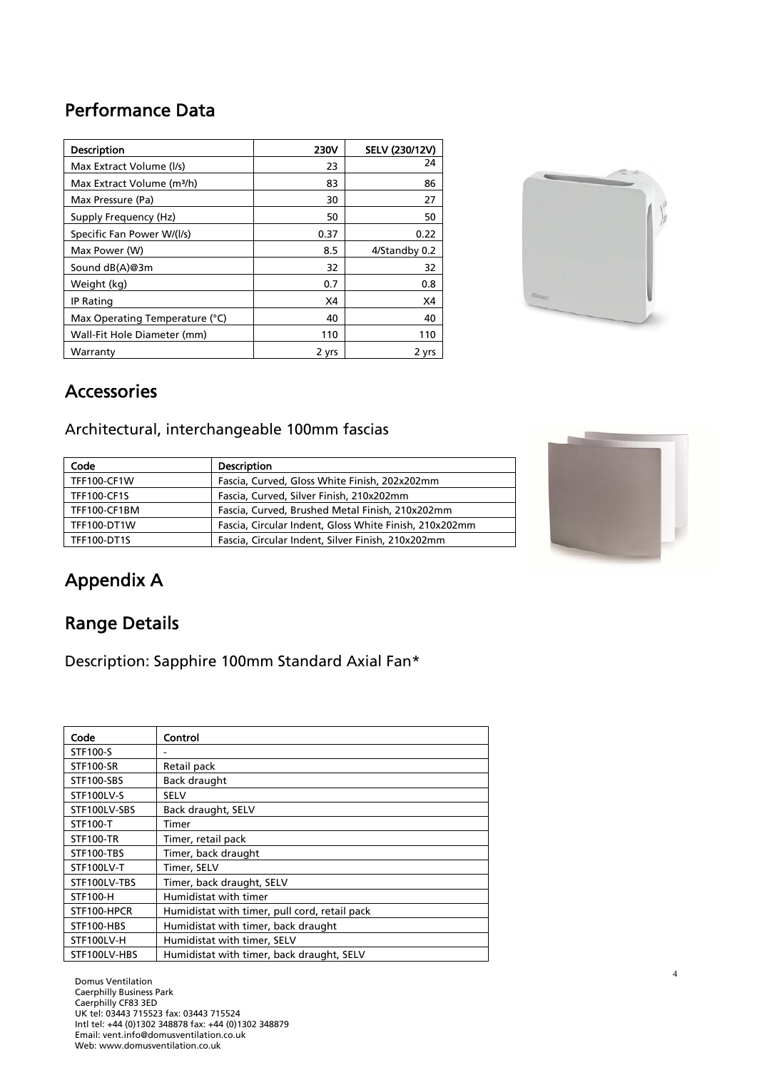## Performance Data

| Description | 230V | SELV (230/12V) |
|---|---|---|
| Max Extract Volume (l/s) | 23 | 24 |
| Max Extract Volume (m³/h) | 83 | 86 |
| Max Pressure (Pa) | 30 | 27 |
| Supply Frequency (Hz) | 50 | 50 |
| Specific Fan Power W/(l/s) | 0.37 | 0.22 |
| Max Power (W) | 8.5 | 4/Standby 0.2 |
| Sound dB(A)@3m | 32 | 32 |
| Weight (kg) | 0.7 | 0.8 |
| IP Rating | X4 | X4 |
| Max Operating Temperature (°C) | 40 | 40 |
| Wall-Fit Hole Diameter (mm) | 110 | 110 |
| Warranty | 2 yrs | 2 yrs |

## Accessories

### Architectural, interchangeable 100mm fascias

| Code | Description |
|---|---|
| TFF100-CF1W | Fascia, Curved, Gloss White Finish, 202x202mm |
| TFF100-CF1S | Fascia, Curved, Silver Finish, 210x202mm |
| TFF100-CF1BM | Fascia, Curved, Brushed Metal Finish, 210x202mm |
| TFF100-DT1W | Fascia, Circular Indent, Gloss White Finish, 210x202mm |
| TFF100-DT1S | Fascia, Circular Indent, Silver Finish, 210x202mm |

## Appendix A

## Range Details

### Description: Sapphire 100mm Standard Axial Fan*

| Code | Control |
|---|---|
| STF100-S | - |
| STF100-SR | Retail pack |
| STF100-SBS | Back draught |
| STF100LV-S | SELV |
| STF100LV-SBS | Back draught, SELV |
| STF100-T | Timer |
| STF100-TR | Timer, retail pack |
| STF100-TBS | Timer, back draught |
| STF100LV-T | Timer, SELV |
| STF100LV-TBS | Timer, back draught, SELV |
| STF100-H | Humidistat with timer |
| STF100-HPCR | Humidistat with timer, pull cord, retail pack |
| STF100-HBS | Humidistat with timer, back draught |
| STF100LV-H | Humidistat with timer, SELV |
| STF100LV-HBS | Humidistat with timer, back draught, SELV |

Domus Ventilation
Caerphilly Business Park
Caerphilly CF83 3ED
UK tel: 03443 715523 fax: 03443 715524
Intl tel: +44 (0)1302 348878 fax: +44 (0)1302 348879
Email: vent.info@domusventilation.co.uk
Web: www.domusventilation.co.uk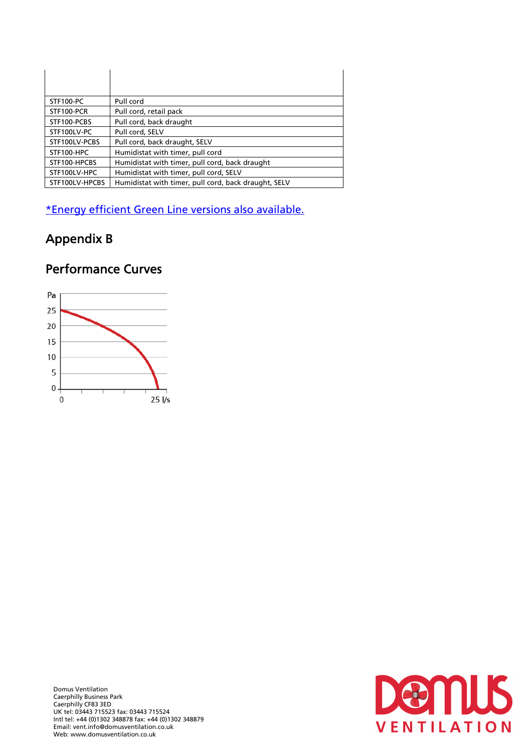| | |
|---|---|
| STF100-PC | Pull cord |
| STF100-PCR | Pull cord, retail pack |
| STF100-PCBS | Pull cord, back draught |
| STF100LV-PC | Pull cord, SELV |
| STF100LV-PCBS | Pull cord, back draught, SELV |
| STF100-HPC | Humidistat with timer, pull cord |
| STF100-HPCBS | Humidistat with timer, pull cord, back draught |
| STF100LV-HPC | Humidistat with timer, pull cord, SELV |
| STF100LV-HPCBS | Humidistat with timer, pull cord, back draught, SELV |

*Energy efficient Green Line versions also available.

# Appendix B

## Performance Curves

Pa
25
20
15
10
5
0
0
25 l/s

Domus Ventilation
Caerphilly Business Park
Caerphilly CF83 3ED
UK tel: 03443 715523 fax: 03443 715524
Intl tel: +44 (0)1302 348878 fax: +44 (0)1302 348879
Email: vent.info@domusventilation.co.uk
Web: www.domusventilation.co.uk

DOMUS VENTILATION